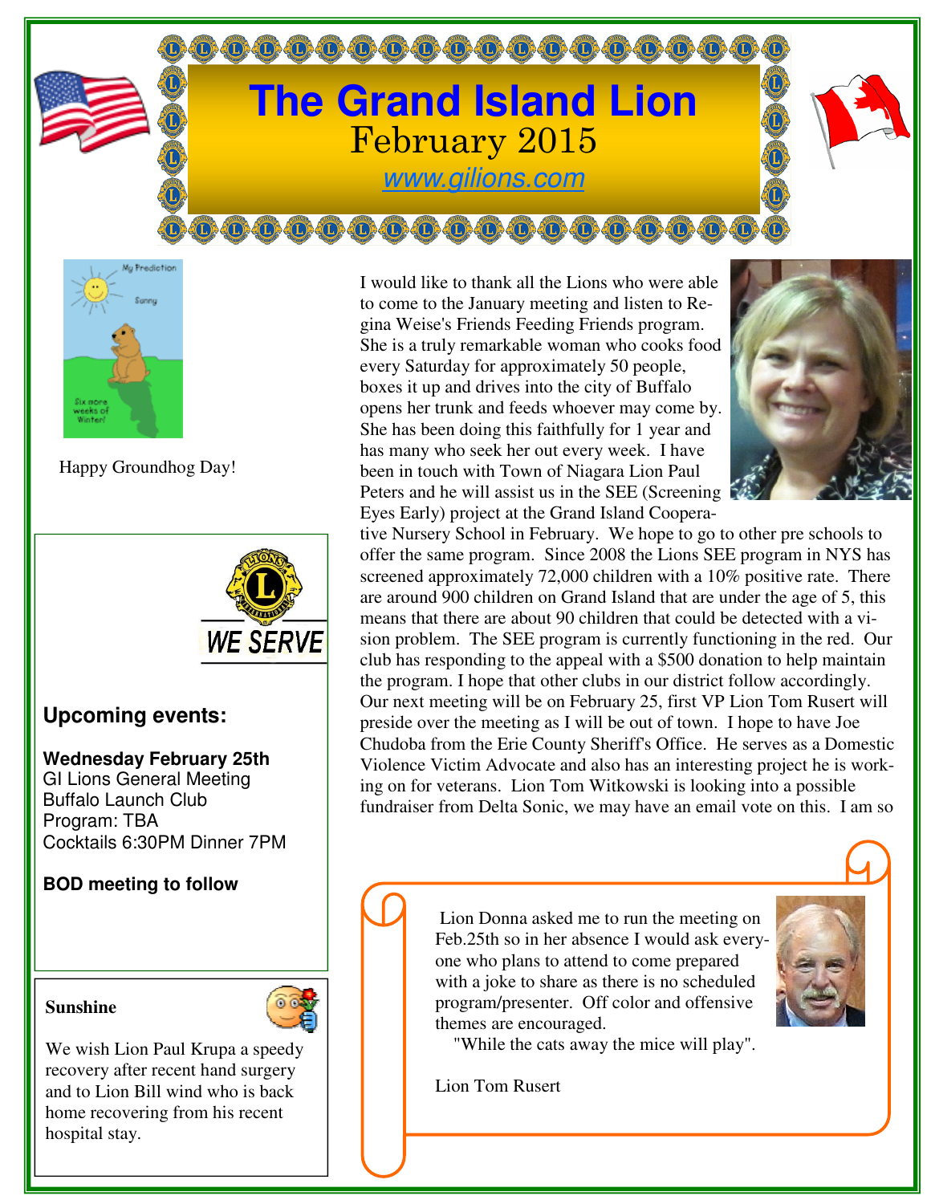# The Grand Island Lion

February 2015

www.gilions.com

Happy Groundhog Day!

WE SERVE

## Upcoming events:

**Wednesday February 25th**
GI Lions General Meeting
Buffalo Launch Club
Program: TBA
Cocktails 6:30PM Dinner 7PM

**BOD meeting to follow**

**Sunshine**

We wish Lion Paul Krupa a speedy recovery after recent hand surgery and to Lion Bill wind who is back home recovering from his recent hospital stay.

I would like to thank all the Lions who were able to come to the January meeting and listen to Regina Weise's Friends Feeding Friends program. She is a truly remarkable woman who cooks food every Saturday for approximately 50 people, boxes it up and drives into the city of Buffalo opens her trunk and feeds whoever may come by. She has been doing this faithfully for 1 year and has many who seek her out every week. I have been in touch with Town of Niagara Lion Paul Peters and he will assist us in the SEE (Screening Eyes Early) project at the Grand Island Cooperative Nursery School in February. We hope to go to other pre schools to offer the same program. Since 2008 the Lions SEE program in NYS has screened approximately 72,000 children with a 10% positive rate. There are around 900 children on Grand Island that are under the age of 5, this means that there are about 90 children that could be detected with a vision problem. The SEE program is currently functioning in the red. Our club has responding to the appeal with a $500 donation to help maintain the program. I hope that other clubs in our district follow accordingly. Our next meeting will be on February 25, first VP Lion Tom Rusert will preside over the meeting as I will be out of town. I hope to have Joe Chudoba from the Erie County Sheriff's Office. He serves as a Domestic Violence Victim Advocate and also has an interesting project he is working on for veterans. Lion Tom Witkowski is looking into a possible fundraiser from Delta Sonic, we may have an email vote on this. I am so

Lion Donna asked me to run the meeting on Feb.25th so in her absence I would ask everyone who plans to attend to come prepared with a joke to share as there is no scheduled program/presenter. Off color and offensive themes are encouraged.

"While the cats away the mice will play".

Lion Tom Rusert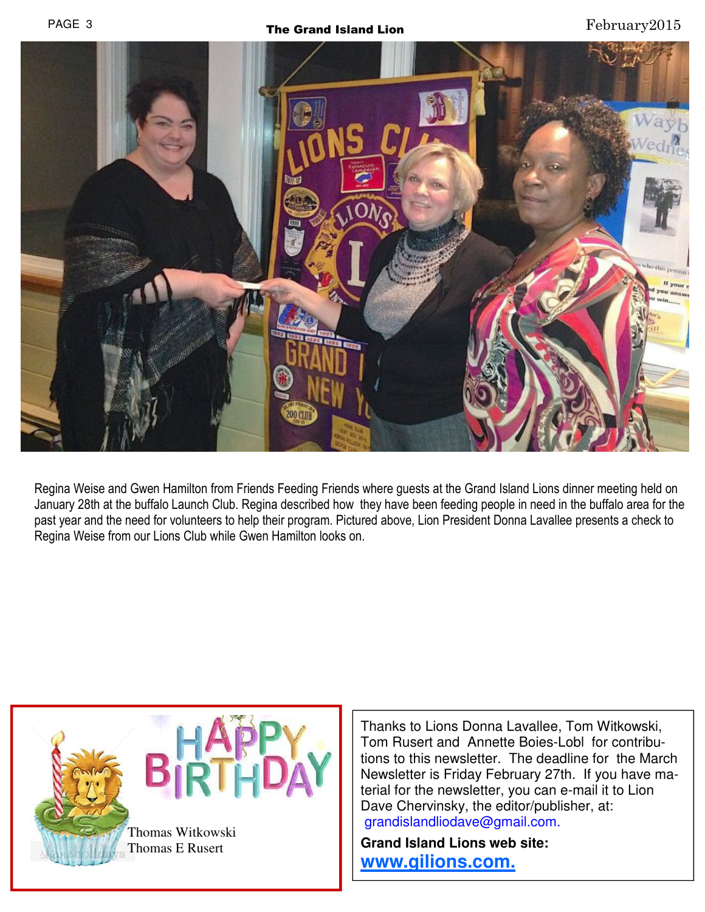Regina Weise and Gwen Hamilton from Friends Feeding Friends where guests at the Grand Island Lions dinner meeting held on January 28th at the buffalo Launch Club. Regina described how they have been feeding people in need in the buffalo area for the past year and the need for volunteers to help their program. Pictured above, Lion President Donna Lavallee presents a check to Regina Weise from our Lions Club while Gwen Hamilton looks on.

## HAPPY BIRTHDAY

Thomas Witkowski
Thomas E Rusert

Thanks to Lions Donna Lavallee, Tom Witkowski, Tom Rusert and Annette Boies-Lobl for contributions to this newsletter. The deadline for the March Newsletter is Friday February 27th. If you have material for the newsletter, you can e-mail it to Lion Dave Chervinsky, the editor/publisher, at: grandislandliodave@gmail.com.

**Grand Island Lions web site:**
**www.gilions.com.**